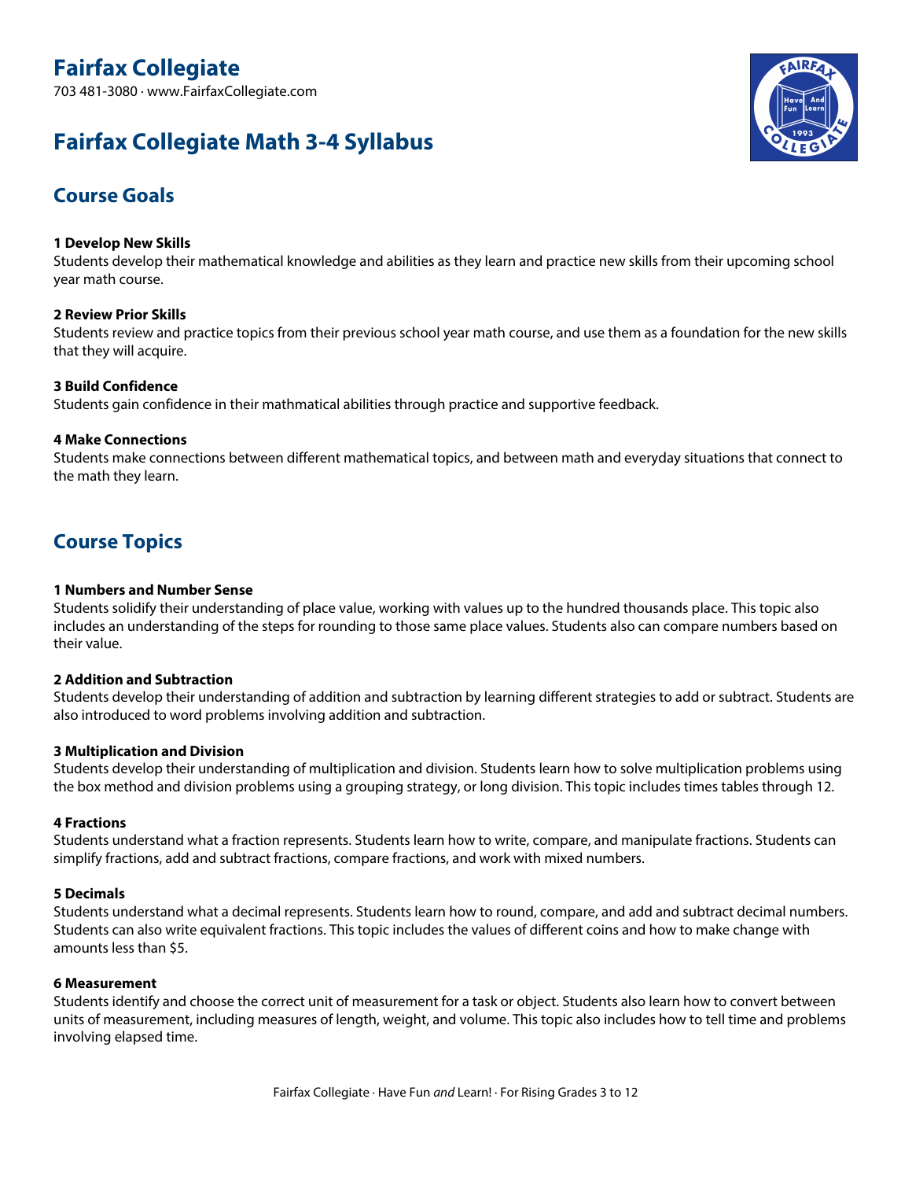# Fairfax Collegiate

703 481-3080 · www.FairfaxCollegiate.com

# Fairfax Collegiate Math 3-4 Syllabus

## Course Goals

**1 Develop New Skills**
Students develop their mathematical knowledge and abilities as they learn and practice new skills from their upcoming school year math course.

**2 Review Prior Skills**
Students review and practice topics from their previous school year math course, and use them as a foundation for the new skills that they will acquire.

**3 Build Confidence**
Students gain confidence in their mathmatical abilities through practice and supportive feedback.

**4 Make Connections**
Students make connections between different mathematical topics, and between math and everyday situations that connect to the math they learn.

## Course Topics

**1 Numbers and Number Sense**
Students solidify their understanding of place value, working with values up to the hundred thousands place. This topic also includes an understanding of the steps for rounding to those same place values. Students also can compare numbers based on their value.

**2 Addition and Subtraction**
Students develop their understanding of addition and subtraction by learning different strategies to add or subtract. Students are also introduced to word problems involving addition and subtraction.

**3 Multiplication and Division**
Students develop their understanding of multiplication and division. Students learn how to solve multiplication problems using the box method and division problems using a grouping strategy, or long division. This topic includes times tables through 12.

**4 Fractions**
Students understand what a fraction represents. Students learn how to write, compare, and manipulate fractions. Students can simplify fractions, add and subtract fractions, compare fractions, and work with mixed numbers.

**5 Decimals**
Students understand what a decimal represents. Students learn how to round, compare, and add and subtract decimal numbers. Students can also write equivalent fractions. This topic includes the values of different coins and how to make change with amounts less than $5.

**6 Measurement**
Students identify and choose the correct unit of measurement for a task or object. Students also learn how to convert between units of measurement, including measures of length, weight, and volume. This topic also includes how to tell time and problems involving elapsed time.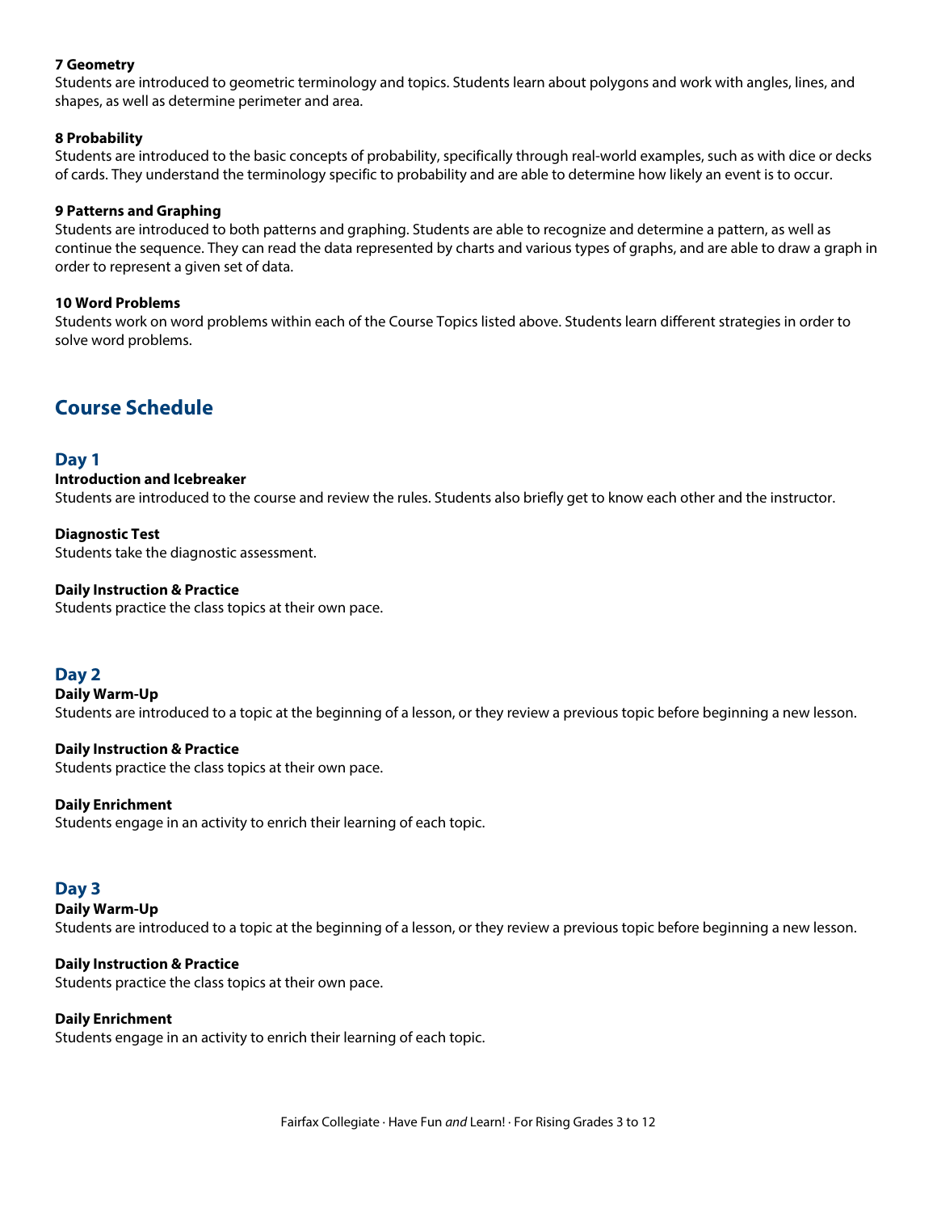**7 Geometry**
Students are introduced to geometric terminology and topics. Students learn about polygons and work with angles, lines, and shapes, as well as determine perimeter and area.

**8 Probability**
Students are introduced to the basic concepts of probability, specifically through real-world examples, such as with dice or decks of cards. They understand the terminology specific to probability and are able to determine how likely an event is to occur.

**9 Patterns and Graphing**
Students are introduced to both patterns and graphing. Students are able to recognize and determine a pattern, as well as continue the sequence. They can read the data represented by charts and various types of graphs, and are able to draw a graph in order to represent a given set of data.

**10 Word Problems**
Students work on word problems within each of the Course Topics listed above. Students learn different strategies in order to solve word problems.

## Course Schedule

### Day 1

**Introduction and Icebreaker**
Students are introduced to the course and review the rules. Students also briefly get to know each other and the instructor.

**Diagnostic Test**
Students take the diagnostic assessment.

**Daily Instruction & Practice**
Students practice the class topics at their own pace.

### Day 2

**Daily Warm-Up**
Students are introduced to a topic at the beginning of a lesson, or they review a previous topic before beginning a new lesson.

**Daily Instruction & Practice**
Students practice the class topics at their own pace.

**Daily Enrichment**
Students engage in an activity to enrich their learning of each topic.

### Day 3

**Daily Warm-Up**
Students are introduced to a topic at the beginning of a lesson, or they review a previous topic before beginning a new lesson.

**Daily Instruction & Practice**
Students practice the class topics at their own pace.

**Daily Enrichment**
Students engage in an activity to enrich their learning of each topic.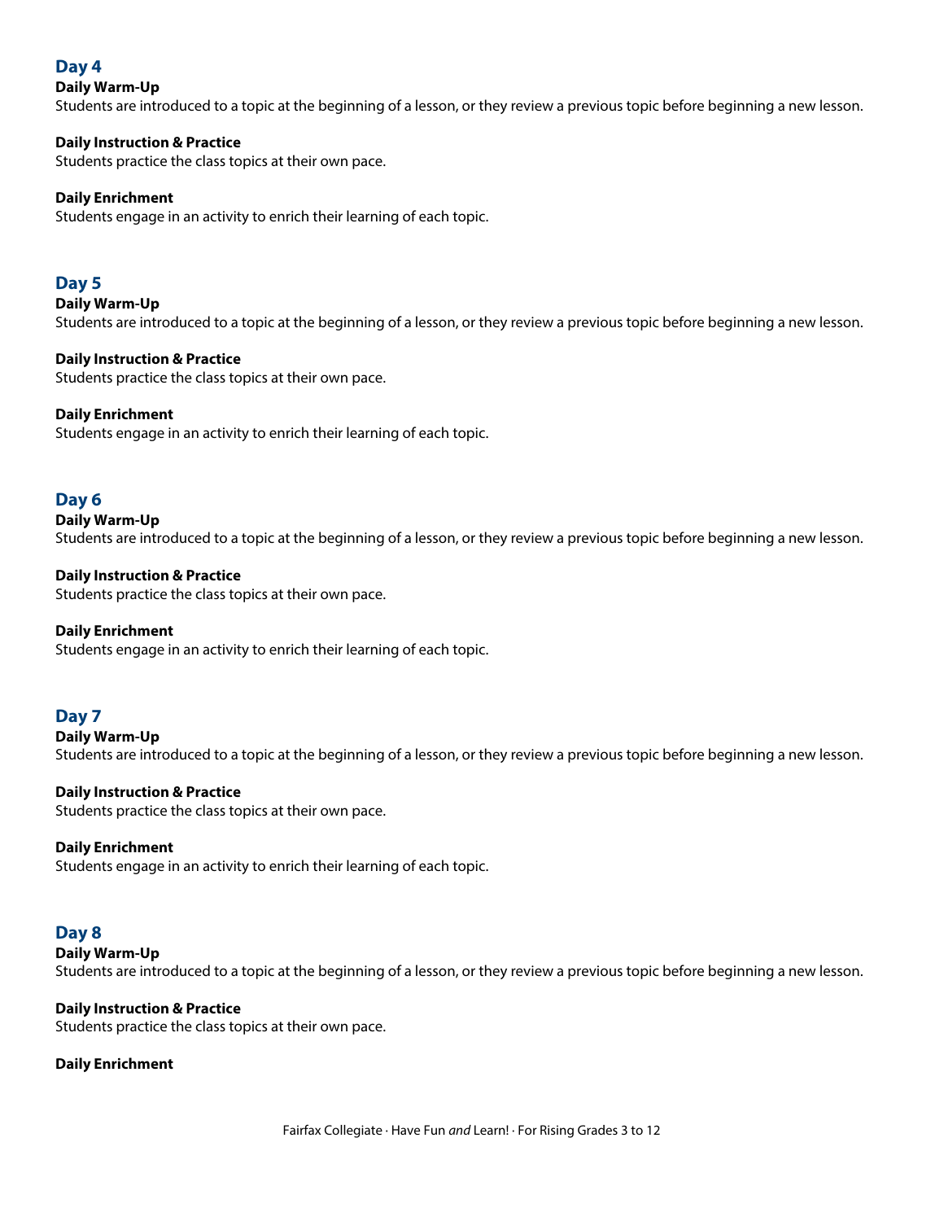## Day 4

**Daily Warm-Up**
Students are introduced to a topic at the beginning of a lesson, or they review a previous topic before beginning a new lesson.

**Daily Instruction & Practice**
Students practice the class topics at their own pace.

**Daily Enrichment**
Students engage in an activity to enrich their learning of each topic.

## Day 5

**Daily Warm-Up**
Students are introduced to a topic at the beginning of a lesson, or they review a previous topic before beginning a new lesson.

**Daily Instruction & Practice**
Students practice the class topics at their own pace.

**Daily Enrichment**
Students engage in an activity to enrich their learning of each topic.

## Day 6

**Daily Warm-Up**
Students are introduced to a topic at the beginning of a lesson, or they review a previous topic before beginning a new lesson.

**Daily Instruction & Practice**
Students practice the class topics at their own pace.

**Daily Enrichment**
Students engage in an activity to enrich their learning of each topic.

## Day 7

**Daily Warm-Up**
Students are introduced to a topic at the beginning of a lesson, or they review a previous topic before beginning a new lesson.

**Daily Instruction & Practice**
Students practice the class topics at their own pace.

**Daily Enrichment**
Students engage in an activity to enrich their learning of each topic.

## Day 8

**Daily Warm-Up**
Students are introduced to a topic at the beginning of a lesson, or they review a previous topic before beginning a new lesson.

**Daily Instruction & Practice**
Students practice the class topics at their own pace.

**Daily Enrichment**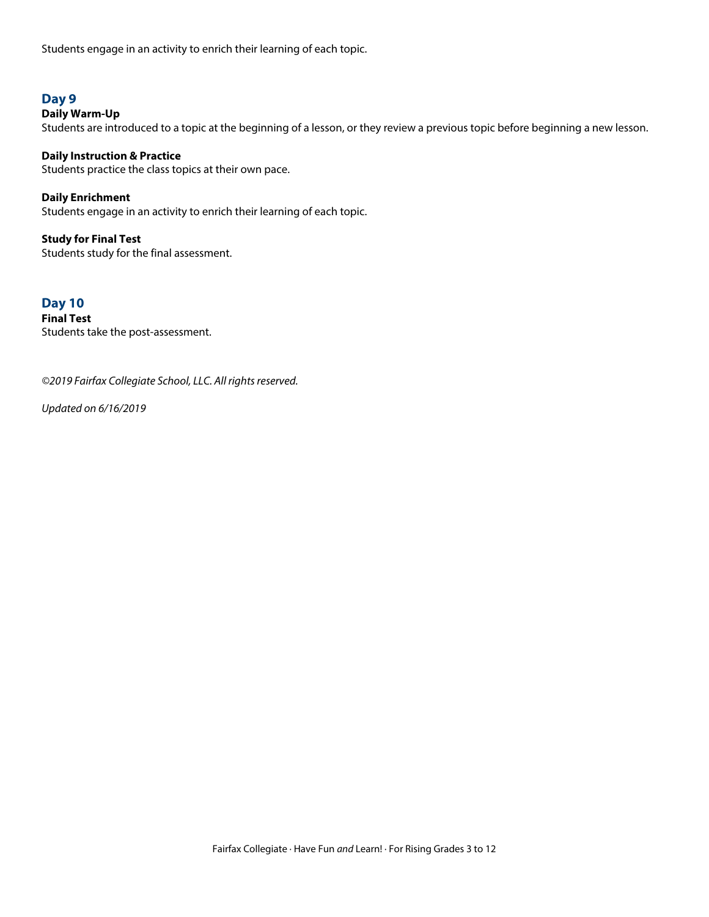Students engage in an activity to enrich their learning of each topic.

## Day 9

**Daily Warm-Up**
Students are introduced to a topic at the beginning of a lesson, or they review a previous topic before beginning a new lesson.

**Daily Instruction & Practice**
Students practice the class topics at their own pace.

**Daily Enrichment**
Students engage in an activity to enrich their learning of each topic.

**Study for Final Test**
Students study for the final assessment.

## Day 10

**Final Test**
Students take the post-assessment.

*©2019 Fairfax Collegiate School, LLC. All rights reserved.*

*Updated on 6/16/2019*